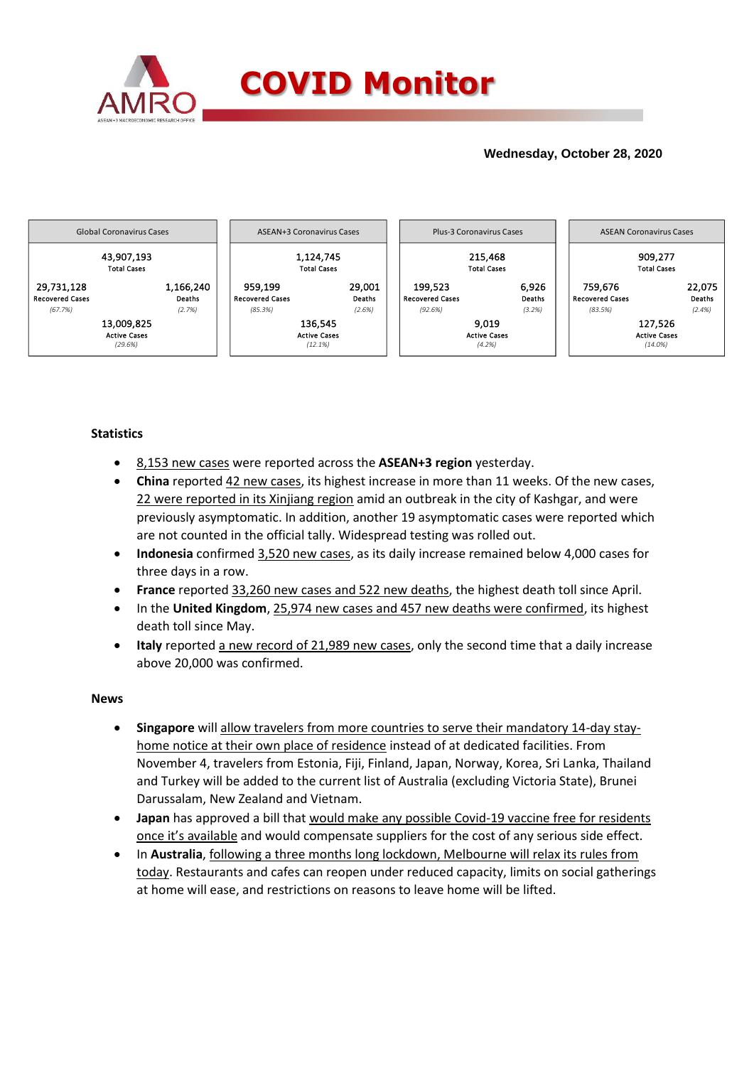# COVID Monitor

**Wednesday, October 28, 2020**

| Global Coronavirus Cases | | ASEAN+3 Coronavirus Cases | | Plus-3 Coronavirus Cases | | ASEAN Coronavirus Cases | |
|---|---|---|---|---|---|---|---|
| 43,907,193 Total Cases | | 1,124,745 Total Cases | | 215,468 Total Cases | | 909,277 Total Cases | |
| 29,731,128 Recovered Cases *(67.7%)* | 1,166,240 Deaths *(2.7%)* | 959,199 Recovered Cases *(85.3%)* | 29,001 Deaths *(2.6%)* | 199,523 Recovered Cases *(92.6%)* | 6,926 Deaths *(3.2%)* | 759,676 Recovered Cases *(83.5%)* | 22,075 Deaths *(2.4%)* |
| 13,009,825 Active Cases *(29.6%)* | | 136,545 Active Cases *(12.1%)* | | 9,019 Active Cases *(4.2%)* | | 127,526 Active Cases *(14.0%)* | |

**Statistics**

- 8,153 new cases were reported across the **ASEAN+3 region** yesterday.
- **China** reported 42 new cases, its highest increase in more than 11 weeks. Of the new cases, 22 were reported in its Xinjiang region amid an outbreak in the city of Kashgar, and were previously asymptomatic. In addition, another 19 asymptomatic cases were reported which are not counted in the official tally. Widespread testing was rolled out.
- **Indonesia** confirmed 3,520 new cases, as its daily increase remained below 4,000 cases for three days in a row.
- **France** reported 33,260 new cases and 522 new deaths, the highest death toll since April.
- In the **United Kingdom**, 25,974 new cases and 457 new deaths were confirmed, its highest death toll since May.
- **Italy** reported a new record of 21,989 new cases, only the second time that a daily increase above 20,000 was confirmed.

**News**

- **Singapore** will allow travelers from more countries to serve their mandatory 14-day stay-home notice at their own place of residence instead of at dedicated facilities. From November 4, travelers from Estonia, Fiji, Finland, Japan, Norway, Korea, Sri Lanka, Thailand and Turkey will be added to the current list of Australia (excluding Victoria State), Brunei Darussalam, New Zealand and Vietnam.
- **Japan** has approved a bill that would make any possible Covid-19 vaccine free for residents once it's available and would compensate suppliers for the cost of any serious side effect.
- In **Australia**, following a three months long lockdown, Melbourne will relax its rules from today. Restaurants and cafes can reopen under reduced capacity, limits on social gatherings at home will ease, and restrictions on reasons to leave home will be lifted.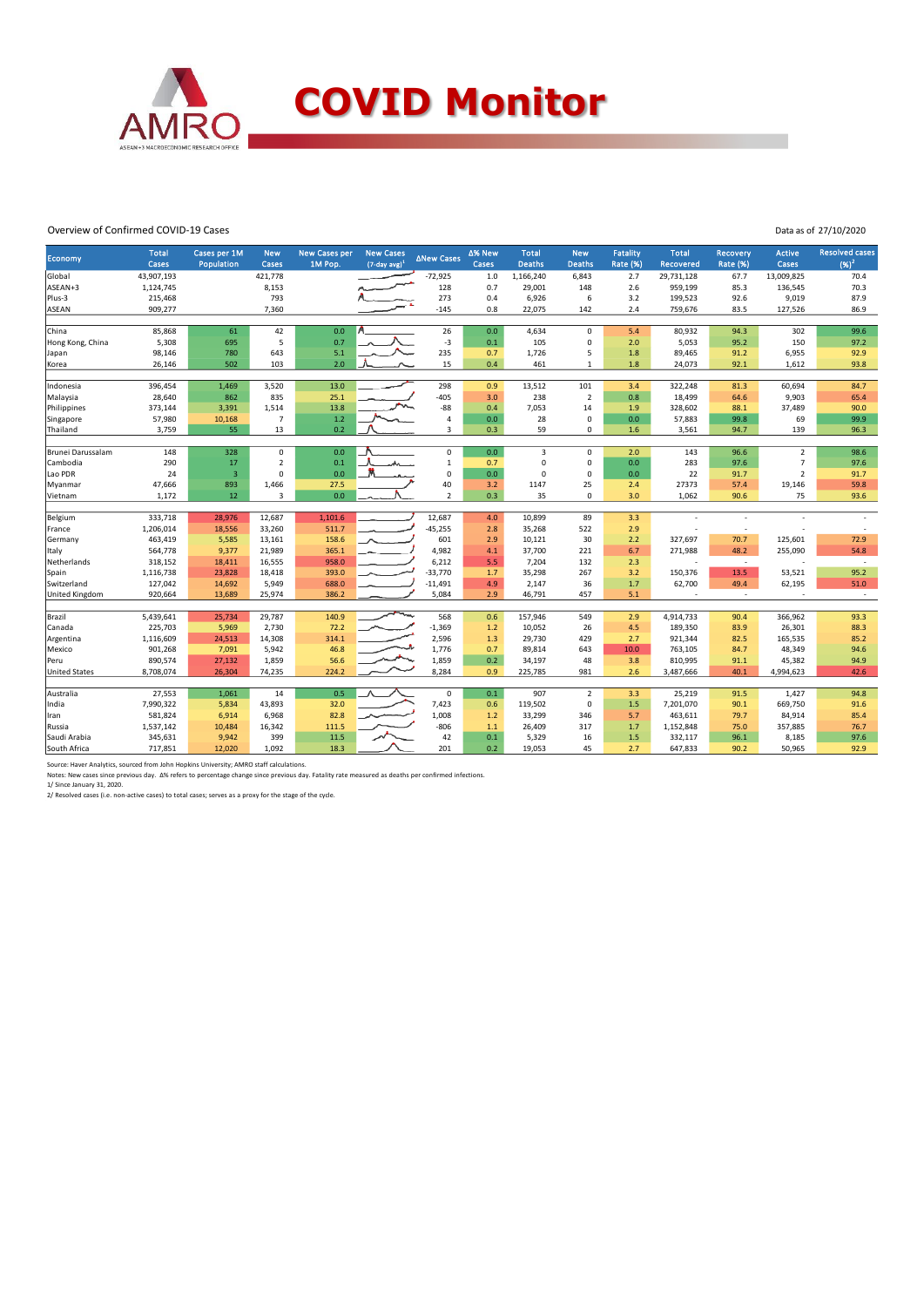# COVID Monitor

Overview of Confirmed COVID-19 Cases

Data as of 27/10/2020

| Economy | Total Cases | Cases per 1M Population | New Cases | New Cases per 1M Pop. | New Cases (7-day avg)[1] | ΔNew Cases | Δ% New Cases | Total Deaths | New Deaths | Fatality Rate (%) | Total Recovered | Recovery Rate (%) | Active Cases | Resolved cases (%)[2] |
|---|---|---|---|---|---|---|---|---|---|---|---|---|---|---|
| Global | 43,907,193 | | 421,778 | | | -72,925 | 1.0 | 1,166,240 | 6,843 | 2.7 | 29,731,128 | 67.7 | 13,009,825 | 70.4 |
| ASEAN+3 | 1,124,745 | | 8,153 | | | 128 | 0.7 | 29,001 | 148 | 2.6 | 959,199 | 85.3 | 136,545 | 70.3 |
| Plus-3 | 215,468 | | 793 | | | 273 | 0.4 | 6,926 | 6 | 3.2 | 199,523 | 92.6 | 9,019 | 87.9 |
| ASEAN | 909,277 | | 7,360 | | | -145 | 0.8 | 22,075 | 142 | 2.4 | 759,676 | 83.5 | 127,526 | 86.9 |
| | | | | | | | | | | | | | | |
| China | 85,868 | 61 | 42 | 0.0 | | 26 | 0.0 | 4,634 | 0 | 5.4 | 80,932 | 94.3 | 302 | 99.6 |
| Hong Kong, China | 5,308 | 695 | 5 | 0.7 | | -3 | 0.1 | 105 | 0 | 2.0 | 5,053 | 95.2 | 150 | 97.2 |
| Japan | 98,146 | 780 | 643 | 5.1 | | 235 | 0.7 | 1,726 | 5 | 1.8 | 89,465 | 91.2 | 6,955 | 92.9 |
| Korea | 26,146 | 502 | 103 | 2.0 | | 15 | 0.4 | 461 | 1 | 1.8 | 24,073 | 92.1 | 1,612 | 93.8 |
| | | | | | | | | | | | | | | |
| Indonesia | 396,454 | 1,469 | 3,520 | 13.0 | | 298 | 0.9 | 13,512 | 101 | 3.4 | 322,248 | 81.3 | 60,694 | 84.7 |
| Malaysia | 28,640 | 862 | 835 | 25.1 | | -405 | 3.0 | 238 | 2 | 0.8 | 18,499 | 64.6 | 9,903 | 65.4 |
| Philippines | 373,144 | 3,391 | 1,514 | 13.8 | | -88 | 0.4 | 7,053 | 14 | 1.9 | 328,602 | 88.1 | 37,489 | 90.0 |
| Singapore | 57,980 | 10,168 | 7 | 1.2 | | 4 | 0.0 | 28 | 0 | 0.0 | 57,883 | 99.8 | 69 | 99.9 |
| Thailand | 3,759 | 55 | 13 | 0.2 | | 3 | 0.3 | 59 | 0 | 1.6 | 3,561 | 94.7 | 139 | 96.3 |
| | | | | | | | | | | | | | | |
| Brunei Darussalam | 148 | 328 | 0 | 0.0 | | 0 | 0.0 | 3 | 0 | 2.0 | 143 | 96.6 | 2 | 98.6 |
| Cambodia | 290 | 17 | 2 | 0.1 | | 1 | 0.7 | 0 | 0 | 0.0 | 283 | 97.6 | 7 | 97.6 |
| Lao PDR | 24 | 3 | 0 | 0.0 | | 0 | 0.0 | 0 | 0 | 0.0 | 22 | 91.7 | 2 | 91.7 |
| Myanmar | 47,666 | 893 | 1,466 | 27.5 | | 40 | 3.2 | 1147 | 25 | 2.4 | 27373 | 57.4 | 19,146 | 59.8 |
| Vietnam | 1,172 | 12 | 3 | 0.0 | | 2 | 0.3 | 35 | 0 | 3.0 | 1,062 | 90.6 | 75 | 93.6 |
| | | | | | | | | | | | | | | |
| Belgium | 333,718 | 28,976 | 12,687 | 1,101.6 | | 12,687 | 4.0 | 10,899 | 89 | 3.3 | - | - | - | - |
| France | 1,206,014 | 18,556 | 33,260 | 511.7 | | -45,255 | 2.8 | 35,268 | 522 | 2.9 | - | - | - | - |
| Germany | 463,419 | 5,585 | 13,161 | 158.6 | | 601 | 2.9 | 10,121 | 30 | 2.2 | 327,697 | 70.7 | 125,601 | 72.9 |
| Italy | 564,778 | 9,377 | 21,989 | 365.1 | | 4,982 | 4.1 | 37,700 | 221 | 6.7 | 271,988 | 48.2 | 255,090 | 54.8 |
| Netherlands | 318,152 | 18,411 | 16,555 | 958.0 | | 6,212 | 5.5 | 7,204 | 132 | 2.3 | - | - | - | - |
| Spain | 1,116,738 | 23,828 | 18,418 | 393.0 | | -33,770 | 1.7 | 35,298 | 267 | 3.2 | 150,376 | 13.5 | 53,521 | 95.2 |
| Switzerland | 127,042 | 14,692 | 5,949 | 688.0 | | -11,491 | 4.9 | 2,147 | 36 | 1.7 | 62,700 | 49.4 | 62,195 | 51.0 |
| United Kingdom | 920,664 | 13,689 | 25,974 | 386.2 | | 5,084 | 2.9 | 46,791 | 457 | 5.1 | - | - | - | - |
| | | | | | | | | | | | | | | |
| Brazil | 5,439,641 | 25,734 | 29,787 | 140.9 | | 568 | 0.6 | 157,946 | 549 | 2.9 | 4,914,733 | 90.4 | 366,962 | 93.3 |
| Canada | 225,703 | 5,969 | 2,730 | 72.2 | | -1,369 | 1.2 | 10,052 | 26 | 4.5 | 189,350 | 83.9 | 26,301 | 88.3 |
| Argentina | 1,116,609 | 24,513 | 14,308 | 314.1 | | 2,596 | 1.3 | 29,730 | 429 | 2.7 | 921,344 | 82.5 | 165,535 | 85.2 |
| Mexico | 901,268 | 7,091 | 5,942 | 46.8 | | 1,776 | 0.7 | 89,814 | 643 | 10.0 | 763,105 | 84.7 | 48,349 | 94.6 |
| Peru | 890,574 | 27,132 | 1,859 | 56.6 | | 1,859 | 0.2 | 34,197 | 48 | 3.8 | 810,995 | 91.1 | 45,382 | 94.9 |
| United States | 8,708,074 | 26,304 | 74,235 | 224.2 | | 8,284 | 0.9 | 225,785 | 981 | 2.6 | 3,487,666 | 40.1 | 4,994,623 | 42.6 |
| | | | | | | | | | | | | | | |
| Australia | 27,553 | 1,061 | 14 | 0.5 | | 0 | 0.1 | 907 | 2 | 3.3 | 25,219 | 91.5 | 1,427 | 94.8 |
| India | 7,990,322 | 5,834 | 43,893 | 32.0 | | 7,423 | 0.6 | 119,502 | 0 | 1.5 | 7,201,070 | 90.1 | 669,750 | 91.6 |
| Iran | 581,824 | 6,914 | 6,968 | 82.8 | | 1,008 | 1.2 | 33,299 | 346 | 5.7 | 463,611 | 79.7 | 84,914 | 85.4 |
| Russia | 1,537,142 | 10,484 | 16,342 | 111.5 | | -806 | 1.1 | 26,409 | 317 | 1.7 | 1,152,848 | 75.0 | 357,885 | 76.7 |
| Saudi Arabia | 345,631 | 9,942 | 399 | 11.5 | | 42 | 0.1 | 5,329 | 16 | 1.5 | 332,117 | 96.1 | 8,185 | 97.6 |
| South Africa | 717,851 | 12,020 | 1,092 | 18.3 | | 201 | 0.2 | 19,053 | 45 | 2.7 | 647,833 | 90.2 | 50,965 | 92.9 |

Source: Haver Analytics, sourced from John Hopkins University; AMRO staff calculations.

Notes: New cases since previous day. Δ% refers to percentage change since previous day. Fatality rate measured as deaths per confirmed infections.

1/ Since January 31, 2020.

2/ Resolved cases (i.e. non-active cases) to total cases; serves as a proxy for the stage of the cycle.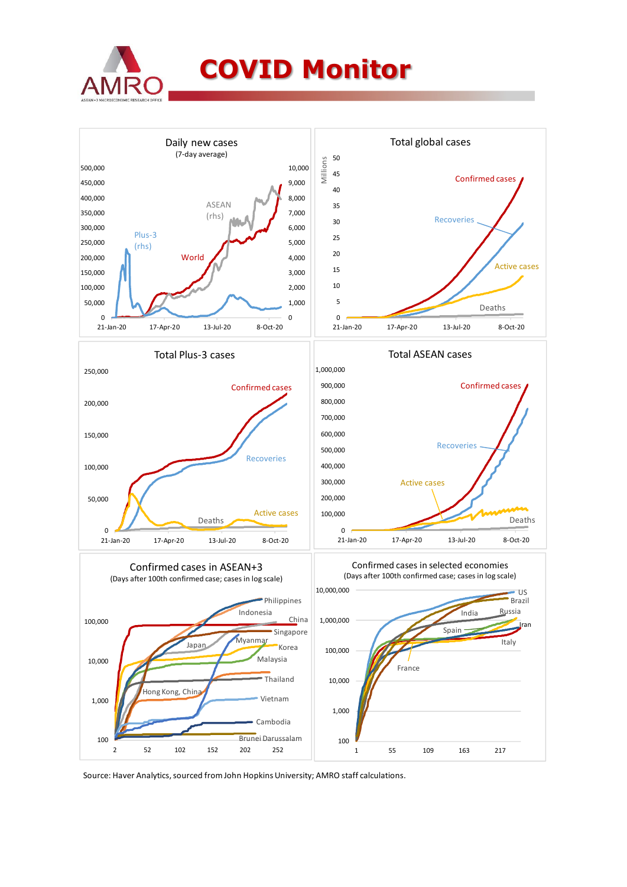# COVID Monitor

## Daily new cases
(7-day average)

500,000
450,000
400,000
350,000
300,000
250,000
200,000
150,000
100,000
50,000
0

10,000
9,000
8,000
7,000
6,000
5,000
4,000
3,000
2,000
1,000
0

ASEAN (rhs)
Plus-3 (rhs)
World

21-Jan-20 17-Apr-20 13-Jul-20 8-Oct-20

## Total global cases

Millions

50
45
40
35
30
25
20
15
10
5
0

Confirmed cases
Recoveries
Active cases
Deaths

21-Jan-20 17-Apr-20 13-Jul-20 8-Oct-20

## Total Plus-3 cases

250,000
200,000
150,000
100,000
50,000
0

Confirmed cases
Recoveries
Active cases
Deaths

21-Jan-20 17-Apr-20 13-Jul-20 8-Oct-20

## Total ASEAN cases

1,000,000
900,000
800,000
700,000
600,000
500,000
400,000
300,000
200,000
100,000
0

Confirmed cases
Recoveries
Active cases
Deaths

21-Jan-20 17-Apr-20 13-Jul-20 8-Oct-20

## Confirmed cases in ASEAN+3
(Days after 100th confirmed case; cases in log scale)

100,000
10,000
1,000
100

Philippines
Indonesia
China
Singapore
Myanmar
Japan
Korea
Malaysia
Thailand
Hong Kong, China
Vietnam
Cambodia
Brunei Darussalam

2 52 102 152 202 252

## Confirmed cases in selected economies
(Days after 100th confirmed case; cases in log scale)

10,000,000
1,000,000
100,000
10,000
1,000
100

US
Brazil
India
Russia
Iran
Spain
Italy
France

1 55 109 163 217

Source: Haver Analytics, sourced from John Hopkins University; AMRO staff calculations.